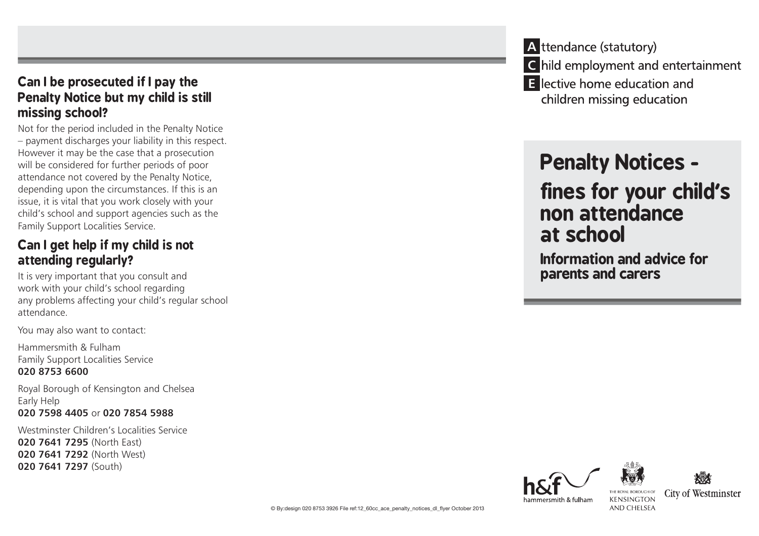## Can I be prosecuted if I pay the Penalty Notice but my child is still missing school?

Not for the period included in the Penalty Notice – payment discharges your liability in this respect. However it may be the case that a prosecution will be considered for further periods of poor attendance not covered by the Penalty Notice, depending upon the circumstances. If this is an issue, it is vital that you work closely with your child's school and support agencies such as the Family Support Localities Service.

## Can I get help if my child is not attending regularly?

It is very important that you consult and work with your child's school regarding any problems affecting your child's regular school attendance.

You may also want to contact:

Hammersmith & Fulham
Family Support Localities Service
**020 8753 6600**

Royal Borough of Kensington and Chelsea
Early Help
**020 7598 4405** or **020 7854 5988**

Westminster Children's Localities Service
**020 7641 7295** (North East)
**020 7641 7292** (North West)
**020 7641 7297** (South)

© By:design 020 8753 3926 File ref:12_60cc_ace_penalty_notices_dl_flyer October 2013

**A**ttendance (statutory)
**C**hild employment and entertainment
**E**lective home education and children missing education

# Penalty Notices - fines for your child's non attendance at school

## Information and advice for parents and carers

hammersmith & fulham

THE ROYAL BOROUGH OF KENSINGTON AND CHELSEA

City of Westminster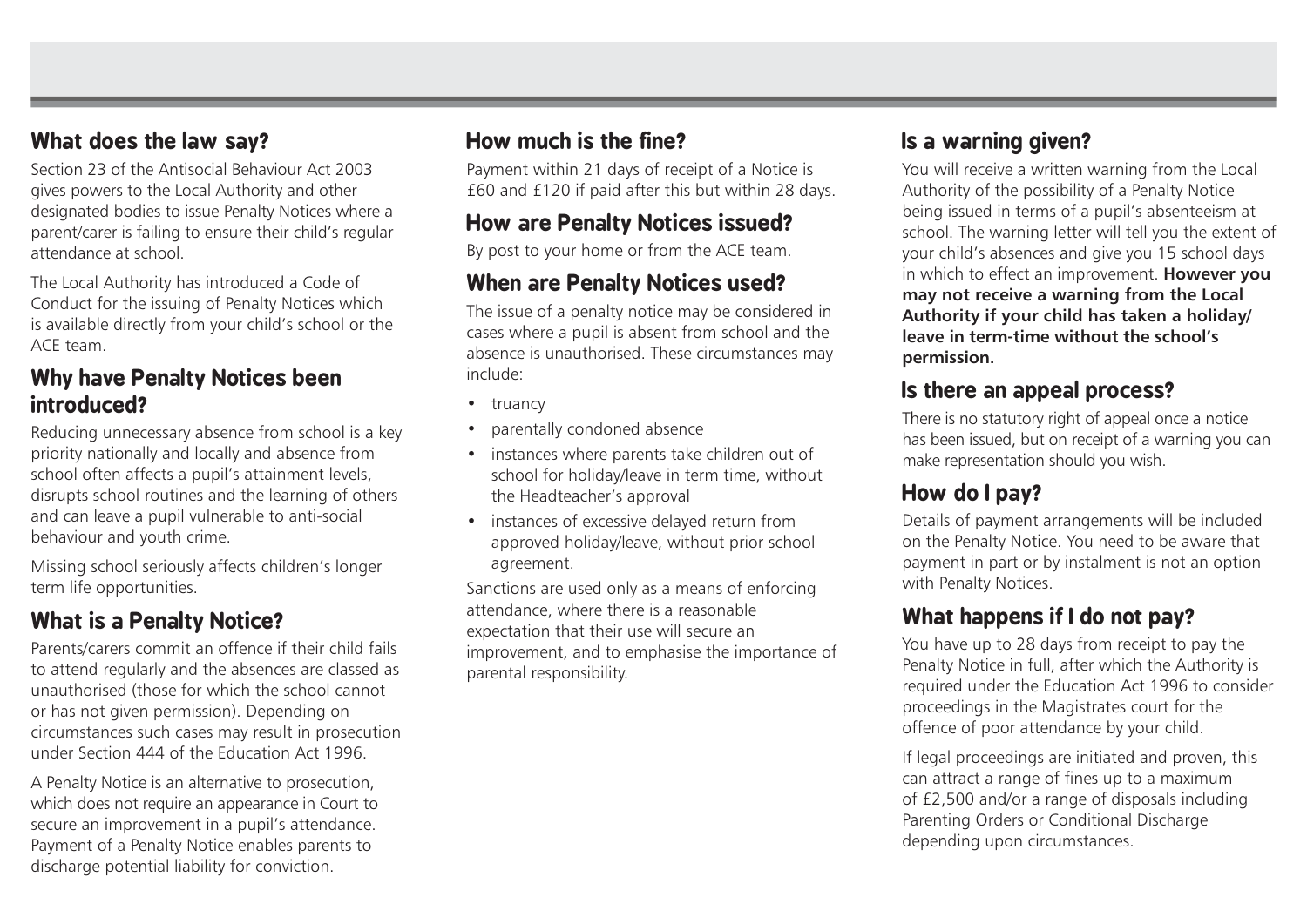## What does the law say?

Section 23 of the Antisocial Behaviour Act 2003 gives powers to the Local Authority and other designated bodies to issue Penalty Notices where a parent/carer is failing to ensure their child's regular attendance at school.

The Local Authority has introduced a Code of Conduct for the issuing of Penalty Notices which is available directly from your child's school or the ACE team.

## Why have Penalty Notices been introduced?

Reducing unnecessary absence from school is a key priority nationally and locally and absence from school often affects a pupil's attainment levels, disrupts school routines and the learning of others and can leave a pupil vulnerable to anti-social behaviour and youth crime.

Missing school seriously affects children's longer term life opportunities.

## What is a Penalty Notice?

Parents/carers commit an offence if their child fails to attend regularly and the absences are classed as unauthorised (those for which the school cannot or has not given permission). Depending on circumstances such cases may result in prosecution under Section 444 of the Education Act 1996.

A Penalty Notice is an alternative to prosecution, which does not require an appearance in Court to secure an improvement in a pupil's attendance. Payment of a Penalty Notice enables parents to discharge potential liability for conviction.

## How much is the fine?

Payment within 21 days of receipt of a Notice is £60 and £120 if paid after this but within 28 days.

## How are Penalty Notices issued?

By post to your home or from the ACE team.

## When are Penalty Notices used?

The issue of a penalty notice may be considered in cases where a pupil is absent from school and the absence is unauthorised. These circumstances may include:

- truancy
- parentally condoned absence
- instances where parents take children out of school for holiday/leave in term time, without the Headteacher's approval
- instances of excessive delayed return from approved holiday/leave, without prior school agreement.

Sanctions are used only as a means of enforcing attendance, where there is a reasonable expectation that their use will secure an improvement, and to emphasise the importance of parental responsibility.

## Is a warning given?

You will receive a written warning from the Local Authority of the possibility of a Penalty Notice being issued in terms of a pupil's absenteeism at school. The warning letter will tell you the extent of your child's absences and give you 15 school days in which to effect an improvement. **However you may not receive a warning from the Local Authority if your child has taken a holiday/ leave in term-time without the school's permission.**

## Is there an appeal process?

There is no statutory right of appeal once a notice has been issued, but on receipt of a warning you can make representation should you wish.

## How do I pay?

Details of payment arrangements will be included on the Penalty Notice. You need to be aware that payment in part or by instalment is not an option with Penalty Notices.

## What happens if I do not pay?

You have up to 28 days from receipt to pay the Penalty Notice in full, after which the Authority is required under the Education Act 1996 to consider proceedings in the Magistrates court for the offence of poor attendance by your child.

If legal proceedings are initiated and proven, this can attract a range of fines up to a maximum of £2,500 and/or a range of disposals including Parenting Orders or Conditional Discharge depending upon circumstances.